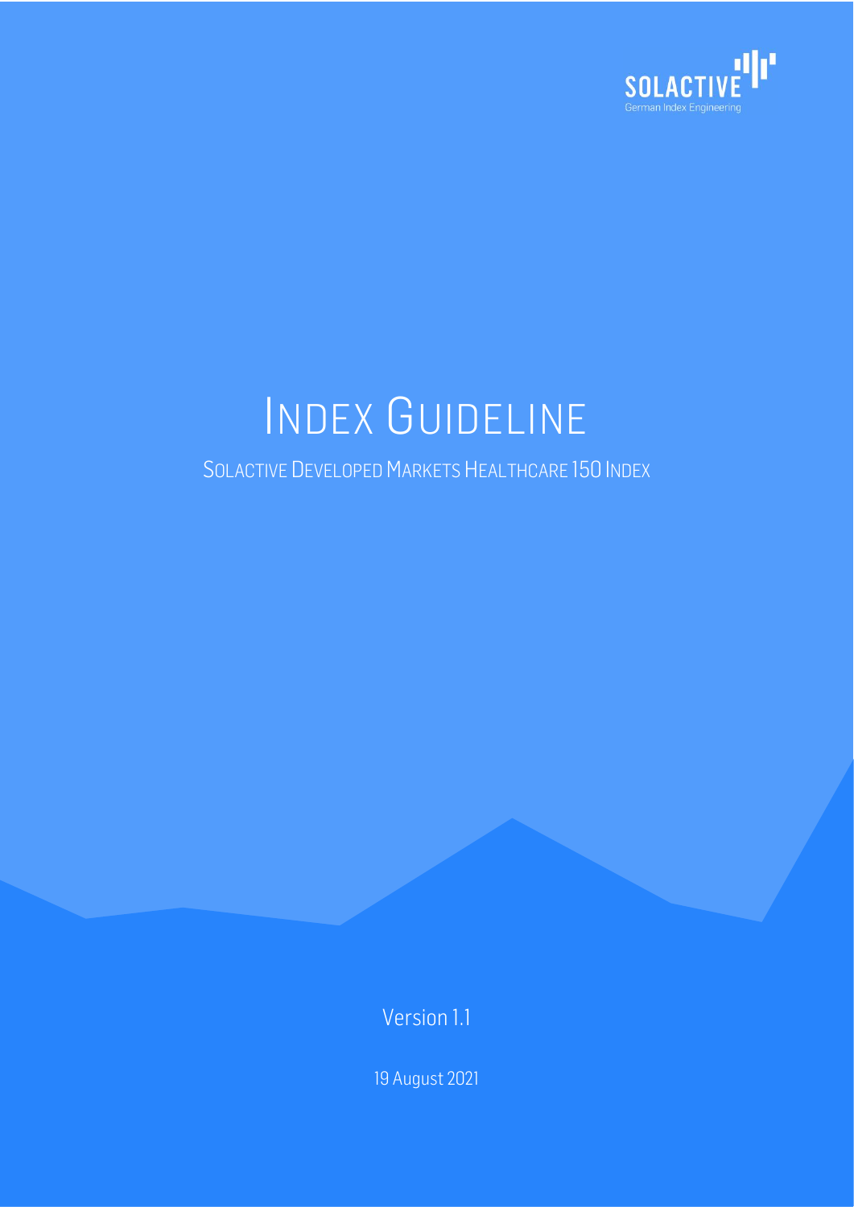SOLACTIVE

German Index Engineering

# INDEX GUIDELINE

## SOLACTIVE DEVELOPED MARKETS HEALTHCARE 150 INDEX

Version 1.1

19 August 2021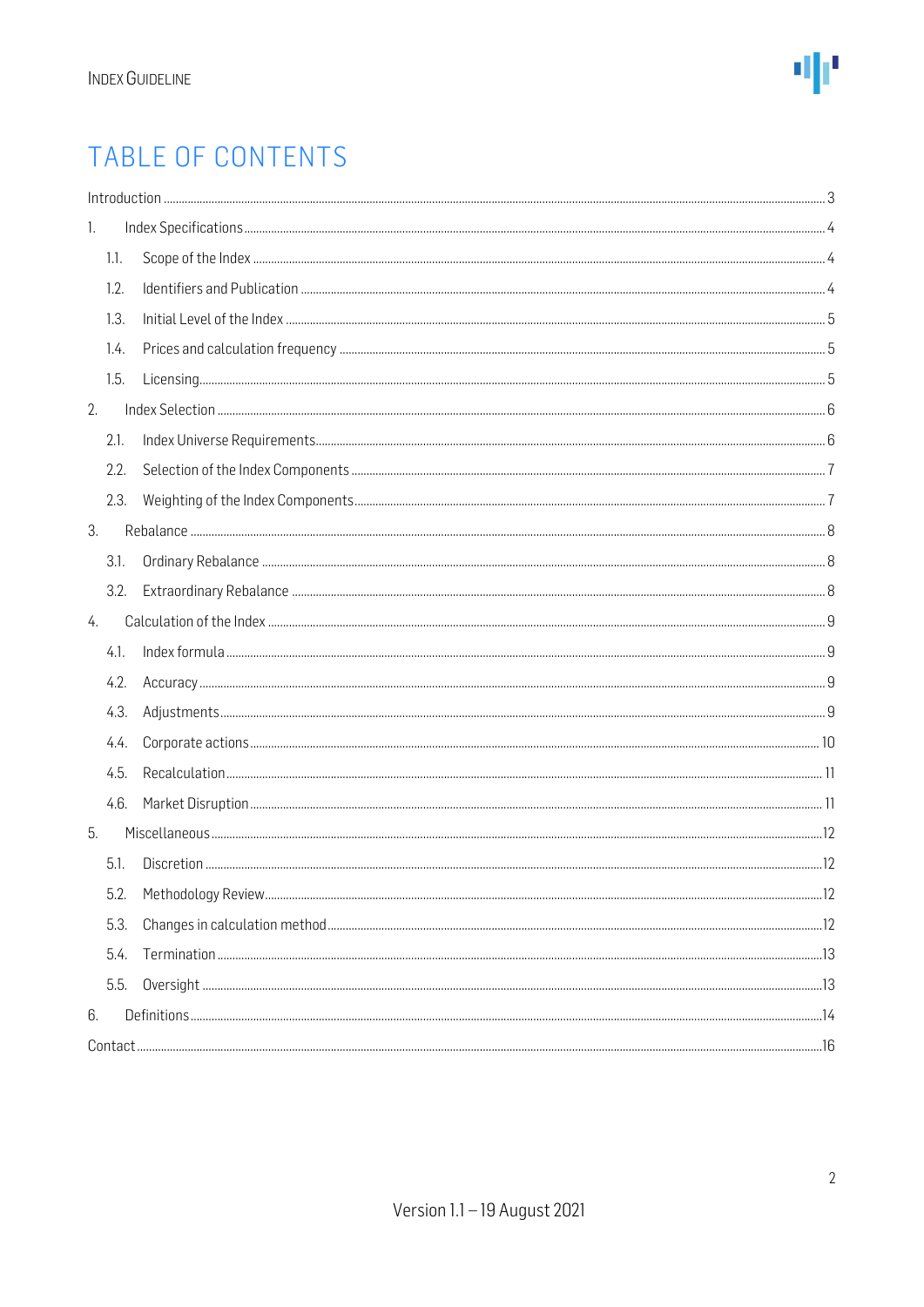# TABLE OF CONTENTS

Introduction ..... 3

1. Index Specifications ..... 4
   - 1.1. Scope of the Index ..... 4
   - 1.2. Identifiers and Publication ..... 4
   - 1.3. Initial Level of the Index ..... 5
   - 1.4. Prices and calculation frequency ..... 5
   - 1.5. Licensing ..... 5
2. Index Selection ..... 6
   - 2.1. Index Universe Requirements ..... 6
   - 2.2. Selection of the Index Components ..... 7
   - 2.3. Weighting of the Index Components ..... 7
3. Rebalance ..... 8
   - 3.1. Ordinary Rebalance ..... 8
   - 3.2. Extraordinary Rebalance ..... 8
4. Calculation of the Index ..... 9
   - 4.1. Index formula ..... 9
   - 4.2. Accuracy ..... 9
   - 4.3. Adjustments ..... 9
   - 4.4. Corporate actions ..... 10
   - 4.5. Recalculation ..... 11
   - 4.6. Market Disruption ..... 11
5. Miscellaneous ..... 12
   - 5.1. Discretion ..... 12
   - 5.2. Methodology Review ..... 12
   - 5.3. Changes in calculation method ..... 12
   - 5.4. Termination ..... 13
   - 5.5. Oversight ..... 13
6. Definitions ..... 14

Contact ..... 16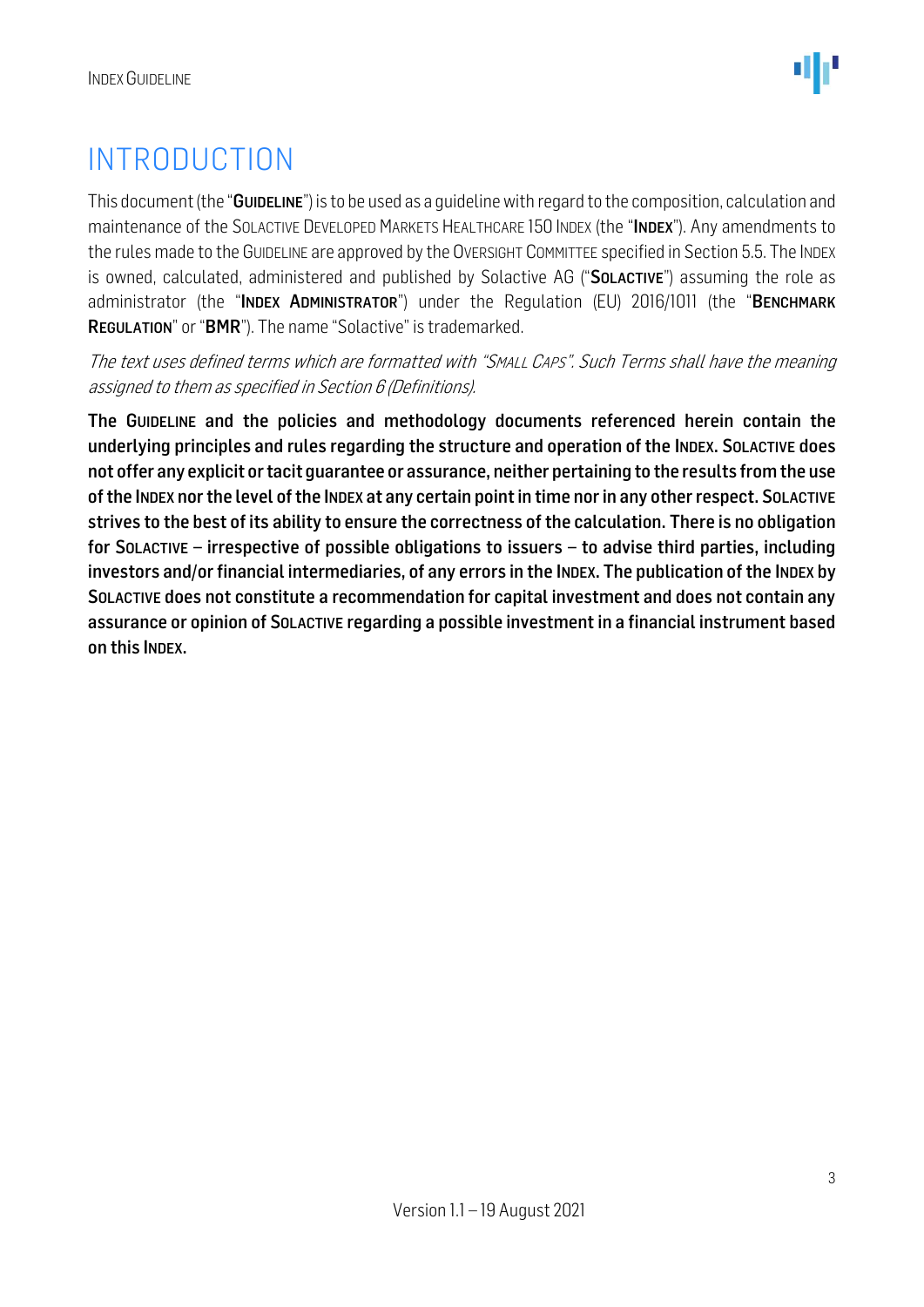# INTRODUCTION

This document (the "**GUIDELINE**") is to be used as a guideline with regard to the composition, calculation and maintenance of the SOLACTIVE DEVELOPED MARKETS HEALTHCARE 150 INDEX (the "**INDEX**"). Any amendments to the rules made to the GUIDELINE are approved by the OVERSIGHT COMMITTEE specified in Section 5.5. The INDEX is owned, calculated, administered and published by Solactive AG ("**SOLACTIVE**") assuming the role as administrator (the "**INDEX ADMINISTRATOR**") under the Regulation (EU) 2016/1011 (the "**BENCHMARK REGULATION**" or "**BMR**"). The name "Solactive" is trademarked.

*The text uses defined terms which are formatted with "SMALL CAPS". Such Terms shall have the meaning assigned to them as specified in Section 6 (Definitions).*

**The GUIDELINE and the policies and methodology documents referenced herein contain the underlying principles and rules regarding the structure and operation of the INDEX. SOLACTIVE does not offer any explicit or tacit guarantee or assurance, neither pertaining to the results from the use of the INDEX nor the level of the INDEX at any certain point in time nor in any other respect. SOLACTIVE strives to the best of its ability to ensure the correctness of the calculation. There is no obligation for SOLACTIVE – irrespective of possible obligations to issuers – to advise third parties, including investors and/or financial intermediaries, of any errors in the INDEX. The publication of the INDEX by SOLACTIVE does not constitute a recommendation for capital investment and does not contain any assurance or opinion of SOLACTIVE regarding a possible investment in a financial instrument based on this INDEX.**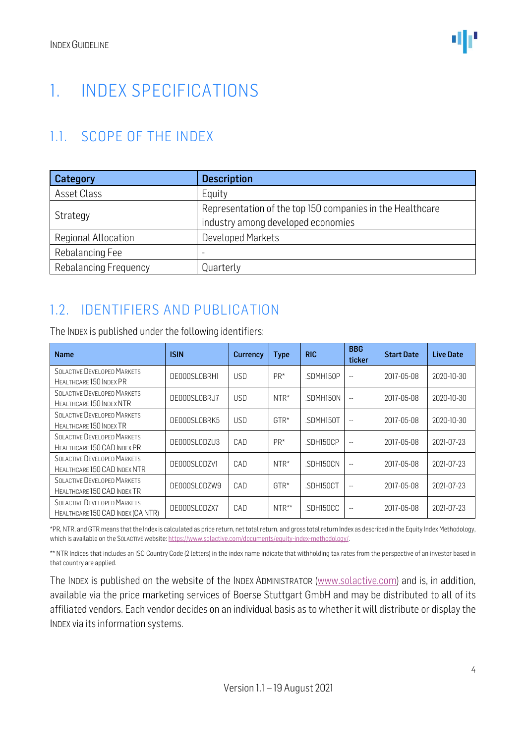# 1. INDEX SPECIFICATIONS

## 1.1. SCOPE OF THE INDEX

| Category | Description |
|---|---|
| Asset Class | Equity |
| Strategy | Representation of the top 150 companies in the Healthcare industry among developed economies |
| Regional Allocation | Developed Markets |
| Rebalancing Fee | - |
| Rebalancing Frequency | Quarterly |

## 1.2. IDENTIFIERS AND PUBLICATION

The INDEX is published under the following identifiers:

| Name | ISIN | Currency | Type | RIC | BBG ticker | Start Date | Live Date |
|---|---|---|---|---|---|---|---|
| SOLACTIVE DEVELOPED MARKETS HEALTHCARE 150 INDEX PR | DE000SL0BRH1 | USD | PR* | .SDMH150P | -- | 2017-05-08 | 2020-10-30 |
| SOLACTIVE DEVELOPED MARKETS HEALTHCARE 150 INDEX NTR | DE000SL0BRJ7 | USD | NTR* | .SDMH150N | -- | 2017-05-08 | 2020-10-30 |
| SOLACTIVE DEVELOPED MARKETS HEALTHCARE 150 INDEX TR | DE000SL0BRK5 | USD | GTR* | .SDMH150T | -- | 2017-05-08 | 2020-10-30 |
| SOLACTIVE DEVELOPED MARKETS HEALTHCARE 150 CAD INDEX PR | DE000SL0DZU3 | CAD | PR* | .SDH150CP | -- | 2017-05-08 | 2021-07-23 |
| SOLACTIVE DEVELOPED MARKETS HEALTHCARE 150 CAD INDEX NTR | DE000SL0DZV1 | CAD | NTR* | .SDH150CN | -- | 2017-05-08 | 2021-07-23 |
| SOLACTIVE DEVELOPED MARKETS HEALTHCARE 150 CAD INDEX TR | DE000SL0DZW9 | CAD | GTR* | .SDH150CT | -- | 2017-05-08 | 2021-07-23 |
| SOLACTIVE DEVELOPED MARKETS HEALTHCARE 150 CAD INDEX (CA NTR) | DE000SL0DZX7 | CAD | NTR** | .SDH150CC | -- | 2017-05-08 | 2021-07-23 |

*PR, NTR, and GTR means that the Index is calculated as price return, net total return, and gross total return Index as described in the Equity Index Methodology, which is available on the SOLACTIVE website: https://www.solactive.com/documents/equity-index-methodology/.

** NTR Indices that includes an ISO Country Code (2 letters) in the index name indicate that withholding tax rates from the perspective of an investor based in that country are applied.

The INDEX is published on the website of the INDEX ADMINISTRATOR (www.solactive.com) and is, in addition, available via the price marketing services of Boerse Stuttgart GmbH and may be distributed to all of its affiliated vendors. Each vendor decides on an individual basis as to whether it will distribute or display the INDEX via its information systems.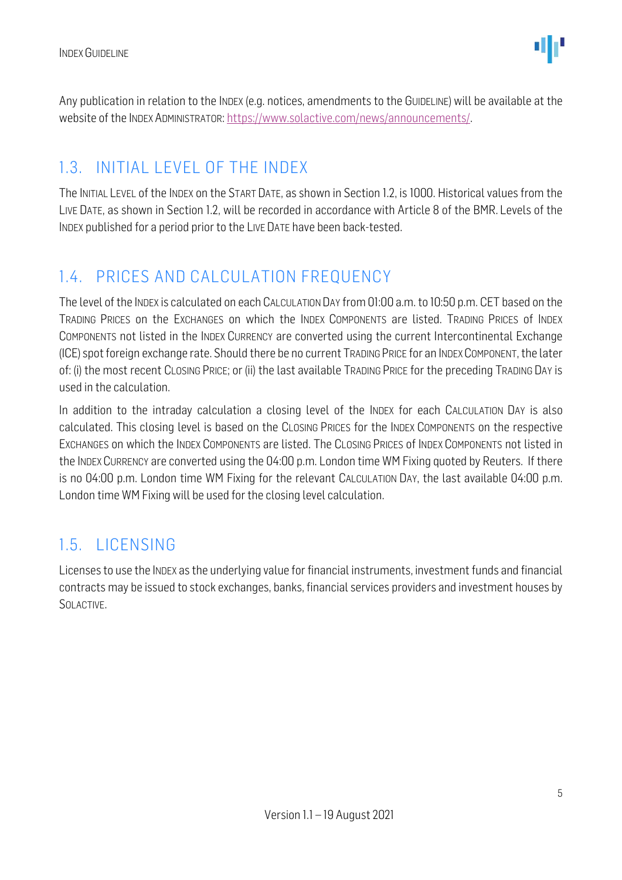Any publication in relation to the INDEX (e.g. notices, amendments to the GUIDELINE) will be available at the website of the INDEX ADMINISTRATOR: https://www.solactive.com/news/announcements/.

## 1.3. INITIAL LEVEL OF THE INDEX

The INITIAL LEVEL of the INDEX on the START DATE, as shown in Section 1.2, is 1000. Historical values from the LIVE DATE, as shown in Section 1.2, will be recorded in accordance with Article 8 of the BMR. Levels of the INDEX published for a period prior to the LIVE DATE have been back-tested.

## 1.4. PRICES AND CALCULATION FREQUENCY

The level of the INDEX is calculated on each CALCULATION DAY from 01:00 a.m. to 10:50 p.m. CET based on the TRADING PRICES on the EXCHANGES on which the INDEX COMPONENTS are listed. TRADING PRICES of INDEX COMPONENTS not listed in the INDEX CURRENCY are converted using the current Intercontinental Exchange (ICE) spot foreign exchange rate. Should there be no current TRADING PRICE for an INDEX COMPONENT, the later of: (i) the most recent CLOSING PRICE; or (ii) the last available TRADING PRICE for the preceding TRADING DAY is used in the calculation.

In addition to the intraday calculation a closing level of the INDEX for each CALCULATION DAY is also calculated. This closing level is based on the CLOSING PRICES for the INDEX COMPONENTS on the respective EXCHANGES on which the INDEX COMPONENTS are listed. The CLOSING PRICES of INDEX COMPONENTS not listed in the INDEX CURRENCY are converted using the 04:00 p.m. London time WM Fixing quoted by Reuters. If there is no 04:00 p.m. London time WM Fixing for the relevant CALCULATION DAY, the last available 04:00 p.m. London time WM Fixing will be used for the closing level calculation.

## 1.5. LICENSING

Licenses to use the INDEX as the underlying value for financial instruments, investment funds and financial contracts may be issued to stock exchanges, banks, financial services providers and investment houses by SOLACTIVE.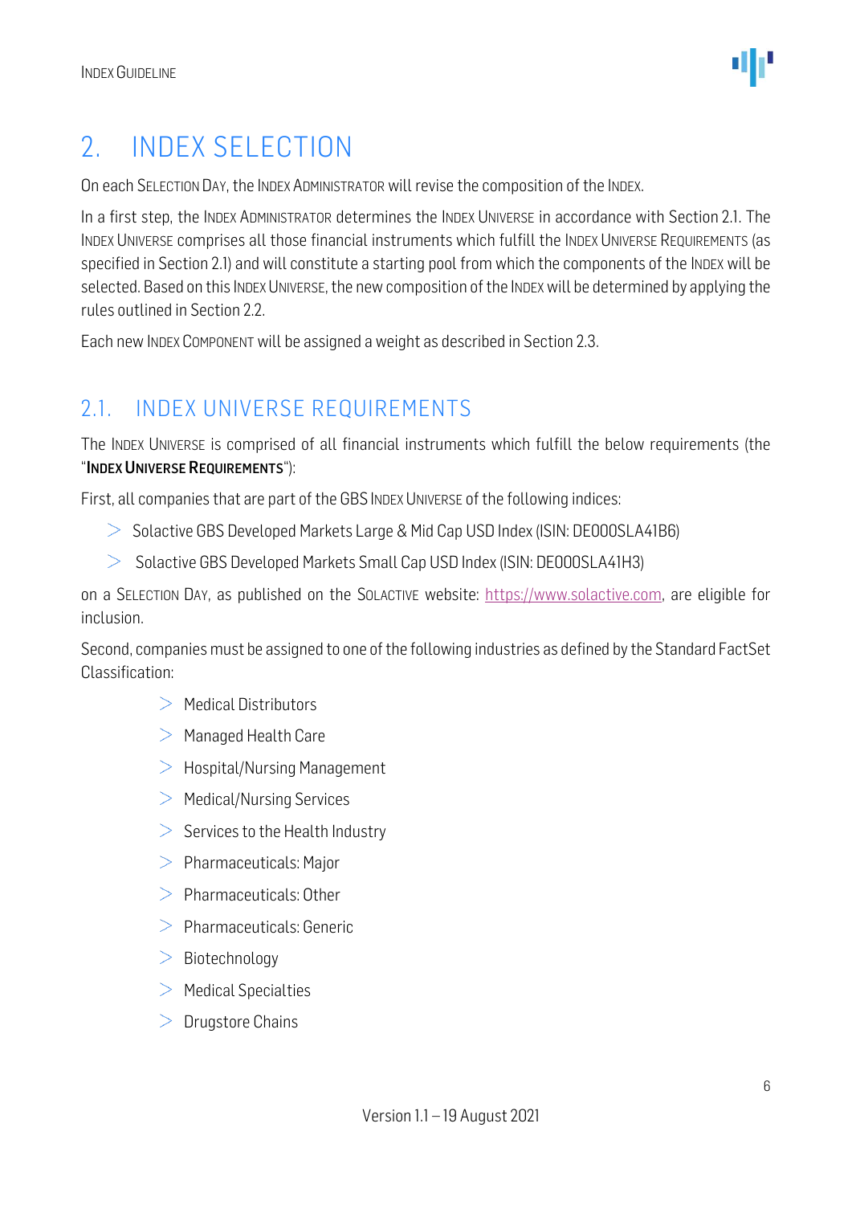# 2. INDEX SELECTION

On each SELECTION DAY, the INDEX ADMINISTRATOR will revise the composition of the INDEX.

In a first step, the INDEX ADMINISTRATOR determines the INDEX UNIVERSE in accordance with Section 2.1. The INDEX UNIVERSE comprises all those financial instruments which fulfill the INDEX UNIVERSE REQUIREMENTS (as specified in Section 2.1) and will constitute a starting pool from which the components of the INDEX will be selected. Based on this INDEX UNIVERSE, the new composition of the INDEX will be determined by applying the rules outlined in Section 2.2.

Each new INDEX COMPONENT will be assigned a weight as described in Section 2.3.

## 2.1. INDEX UNIVERSE REQUIREMENTS

The INDEX UNIVERSE is comprised of all financial instruments which fulfill the below requirements (the "**INDEX UNIVERSE REQUIREMENTS**"):

First, all companies that are part of the GBS INDEX UNIVERSE of the following indices:

- Solactive GBS Developed Markets Large & Mid Cap USD Index (ISIN: DE000SLA41B6)
- Solactive GBS Developed Markets Small Cap USD Index (ISIN: DE000SLA41H3)

on a SELECTION DAY, as published on the SOLACTIVE website: https://www.solactive.com, are eligible for inclusion.

Second, companies must be assigned to one of the following industries as defined by the Standard FactSet Classification:

- Medical Distributors
- Managed Health Care
- Hospital/Nursing Management
- Medical/Nursing Services
- Services to the Health Industry
- Pharmaceuticals: Major
- Pharmaceuticals: Other
- Pharmaceuticals: Generic
- Biotechnology
- Medical Specialties
- Drugstore Chains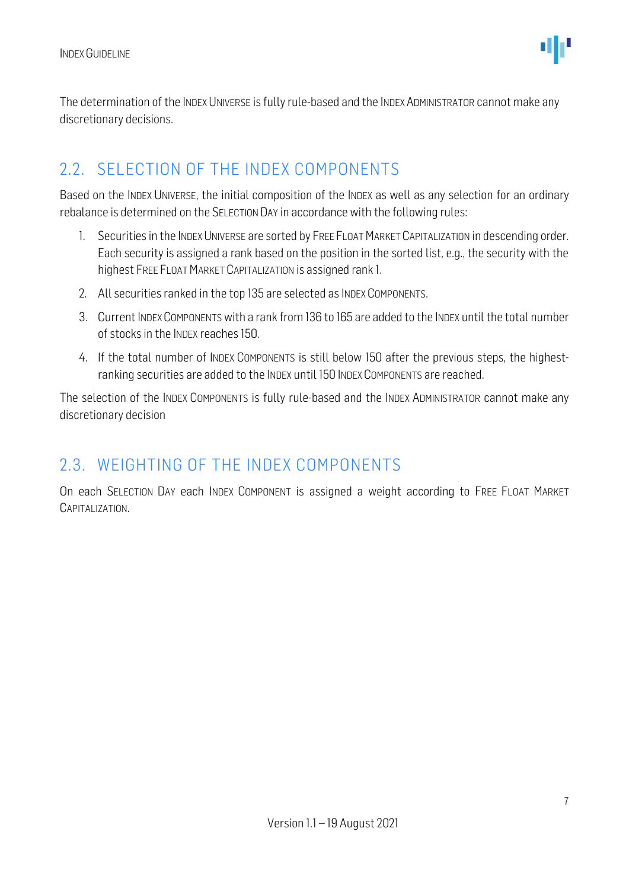The determination of the INDEX UNIVERSE is fully rule-based and the INDEX ADMINISTRATOR cannot make any discretionary decisions.

## 2.2. SELECTION OF THE INDEX COMPONENTS

Based on the INDEX UNIVERSE, the initial composition of the INDEX as well as any selection for an ordinary rebalance is determined on the SELECTION DAY in accordance with the following rules:

1. Securities in the INDEX UNIVERSE are sorted by FREE FLOAT MARKET CAPITALIZATION in descending order. Each security is assigned a rank based on the position in the sorted list, e.g., the security with the highest FREE FLOAT MARKET CAPITALIZATION is assigned rank 1.
2. All securities ranked in the top 135 are selected as INDEX COMPONENTS.
3. Current INDEX COMPONENTS with a rank from 136 to 165 are added to the INDEX until the total number of stocks in the INDEX reaches 150.
4. If the total number of INDEX COMPONENTS is still below 150 after the previous steps, the highest-ranking securities are added to the INDEX until 150 INDEX COMPONENTS are reached.

The selection of the INDEX COMPONENTS is fully rule-based and the INDEX ADMINISTRATOR cannot make any discretionary decision

## 2.3. WEIGHTING OF THE INDEX COMPONENTS

On each SELECTION DAY each INDEX COMPONENT is assigned a weight according to FREE FLOAT MARKET CAPITALIZATION.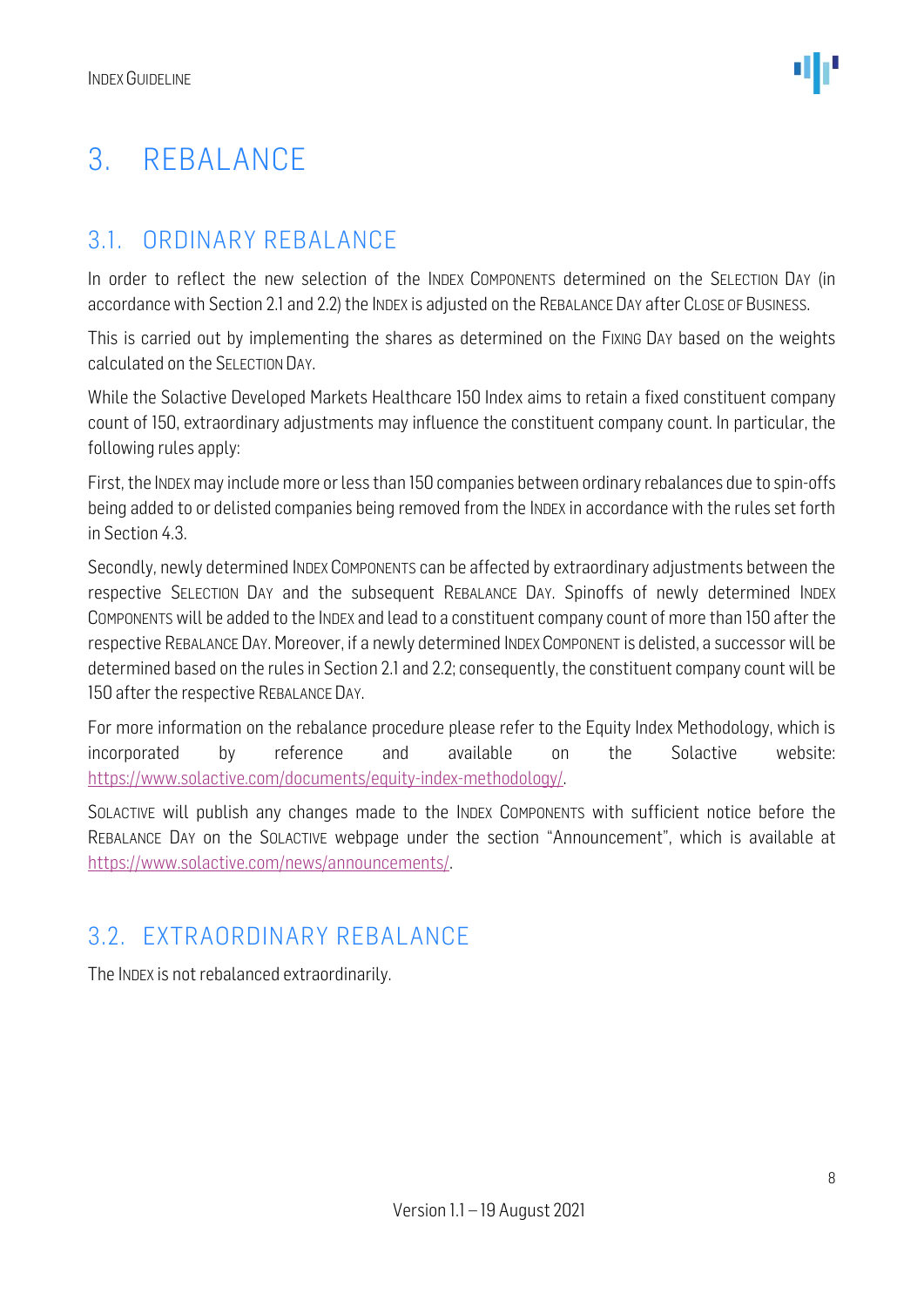# 3. REBALANCE

## 3.1. ORDINARY REBALANCE

In order to reflect the new selection of the INDEX COMPONENTS determined on the SELECTION DAY (in accordance with Section 2.1 and 2.2) the INDEX is adjusted on the REBALANCE DAY after CLOSE OF BUSINESS.

This is carried out by implementing the shares as determined on the FIXING DAY based on the weights calculated on the SELECTION DAY.

While the Solactive Developed Markets Healthcare 150 Index aims to retain a fixed constituent company count of 150, extraordinary adjustments may influence the constituent company count. In particular, the following rules apply:

First, the INDEX may include more or less than 150 companies between ordinary rebalances due to spin-offs being added to or delisted companies being removed from the INDEX in accordance with the rules set forth in Section 4.3.

Secondly, newly determined INDEX COMPONENTS can be affected by extraordinary adjustments between the respective SELECTION DAY and the subsequent REBALANCE DAY. Spinoffs of newly determined INDEX COMPONENTS will be added to the INDEX and lead to a constituent company count of more than 150 after the respective REBALANCE DAY. Moreover, if a newly determined INDEX COMPONENT is delisted, a successor will be determined based on the rules in Section 2.1 and 2.2; consequently, the constituent company count will be 150 after the respective REBALANCE DAY.

For more information on the rebalance procedure please refer to the Equity Index Methodology, which is incorporated by reference and available on the Solactive website: https://www.solactive.com/documents/equity-index-methodology/.

SOLACTIVE will publish any changes made to the INDEX COMPONENTS with sufficient notice before the REBALANCE DAY on the SOLACTIVE webpage under the section "Announcement", which is available at https://www.solactive.com/news/announcements/.

## 3.2. EXTRAORDINARY REBALANCE

The INDEX is not rebalanced extraordinarily.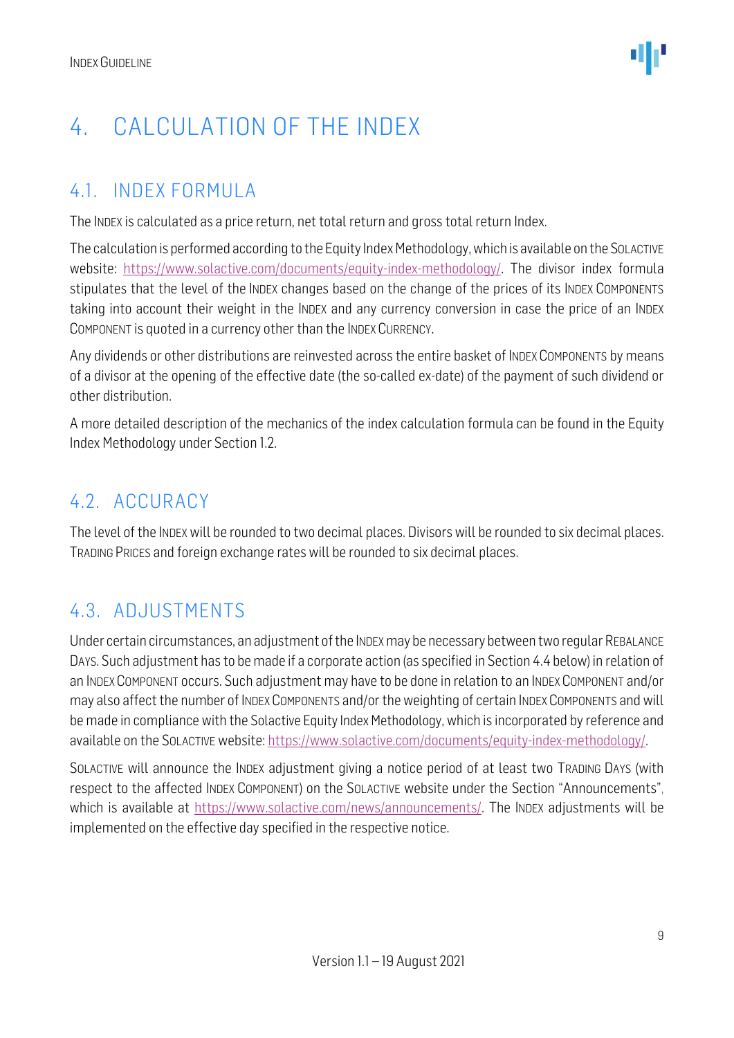# 4. CALCULATION OF THE INDEX

## 4.1. INDEX FORMULA

The INDEX is calculated as a price return, net total return and gross total return Index.

The calculation is performed according to the Equity Index Methodology, which is available on the SOLACTIVE website: https://www.solactive.com/documents/equity-index-methodology/. The divisor index formula stipulates that the level of the INDEX changes based on the change of the prices of its INDEX COMPONENTS taking into account their weight in the INDEX and any currency conversion in case the price of an INDEX COMPONENT is quoted in a currency other than the INDEX CURRENCY.

Any dividends or other distributions are reinvested across the entire basket of INDEX COMPONENTS by means of a divisor at the opening of the effective date (the so-called ex-date) of the payment of such dividend or other distribution.

A more detailed description of the mechanics of the index calculation formula can be found in the Equity Index Methodology under Section 1.2.

## 4.2. ACCURACY

The level of the INDEX will be rounded to two decimal places. Divisors will be rounded to six decimal places. TRADING PRICES and foreign exchange rates will be rounded to six decimal places.

## 4.3. ADJUSTMENTS

Under certain circumstances, an adjustment of the INDEX may be necessary between two regular REBALANCE DAYS. Such adjustment has to be made if a corporate action (as specified in Section 4.4 below) in relation of an INDEX COMPONENT occurs. Such adjustment may have to be done in relation to an INDEX COMPONENT and/or may also affect the number of INDEX COMPONENTS and/or the weighting of certain INDEX COMPONENTS and will be made in compliance with the Solactive Equity Index Methodology, which is incorporated by reference and available on the SOLACTIVE website: https://www.solactive.com/documents/equity-index-methodology/.

SOLACTIVE will announce the INDEX adjustment giving a notice period of at least two TRADING DAYS (with respect to the affected INDEX COMPONENT) on the SOLACTIVE website under the Section "Announcements", which is available at https://www.solactive.com/news/announcements/. The INDEX adjustments will be implemented on the effective day specified in the respective notice.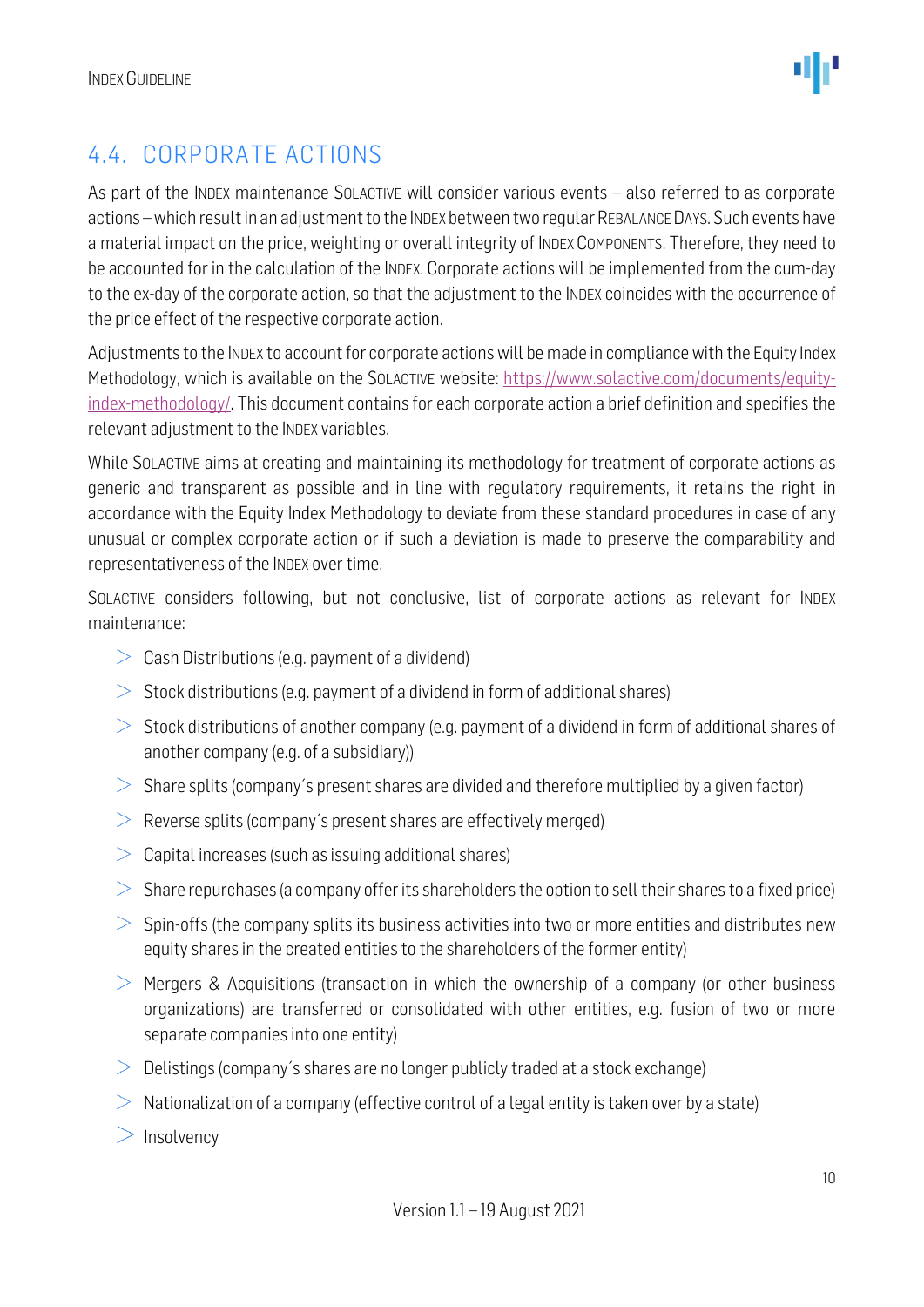## 4.4. CORPORATE ACTIONS

As part of the INDEX maintenance SOLACTIVE will consider various events – also referred to as corporate actions – which result in an adjustment to the INDEX between two regular REBALANCE DAYS. Such events have a material impact on the price, weighting or overall integrity of INDEX COMPONENTS. Therefore, they need to be accounted for in the calculation of the INDEX. Corporate actions will be implemented from the cum-day to the ex-day of the corporate action, so that the adjustment to the INDEX coincides with the occurrence of the price effect of the respective corporate action.

Adjustments to the INDEX to account for corporate actions will be made in compliance with the Equity Index Methodology, which is available on the SOLACTIVE website: https://www.solactive.com/documents/equity-index-methodology/. This document contains for each corporate action a brief definition and specifies the relevant adjustment to the INDEX variables.

While SOLACTIVE aims at creating and maintaining its methodology for treatment of corporate actions as generic and transparent as possible and in line with regulatory requirements, it retains the right in accordance with the Equity Index Methodology to deviate from these standard procedures in case of any unusual or complex corporate action or if such a deviation is made to preserve the comparability and representativeness of the INDEX over time.

SOLACTIVE considers following, but not conclusive, list of corporate actions as relevant for INDEX maintenance:

- Cash Distributions (e.g. payment of a dividend)
- Stock distributions (e.g. payment of a dividend in form of additional shares)
- Stock distributions of another company (e.g. payment of a dividend in form of additional shares of another company (e.g. of a subsidiary))
- Share splits (company´s present shares are divided and therefore multiplied by a given factor)
- Reverse splits (company´s present shares are effectively merged)
- Capital increases (such as issuing additional shares)
- Share repurchases (a company offer its shareholders the option to sell their shares to a fixed price)
- Spin-offs (the company splits its business activities into two or more entities and distributes new equity shares in the created entities to the shareholders of the former entity)
- Mergers & Acquisitions (transaction in which the ownership of a company (or other business organizations) are transferred or consolidated with other entities, e.g. fusion of two or more separate companies into one entity)
- Delistings (company´s shares are no longer publicly traded at a stock exchange)
- Nationalization of a company (effective control of a legal entity is taken over by a state)
- Insolvency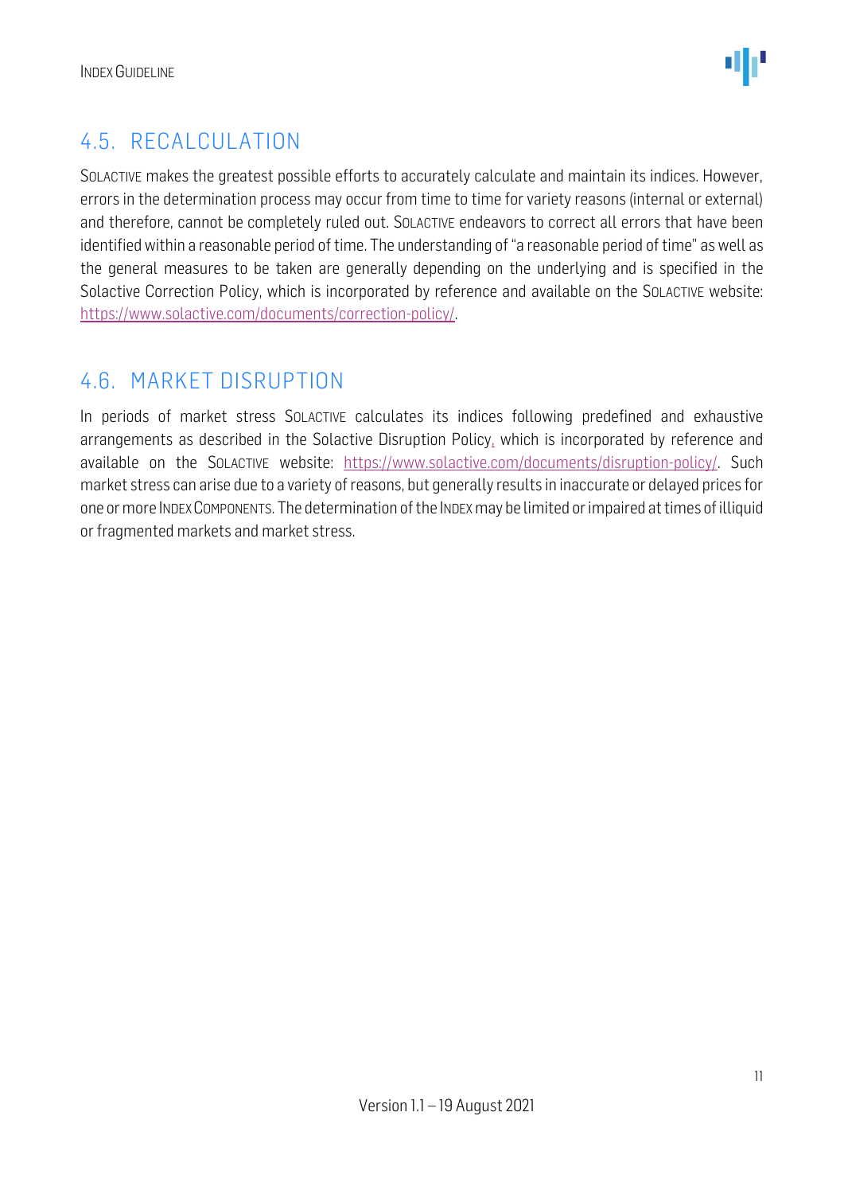## 4.5. RECALCULATION

SOLACTIVE makes the greatest possible efforts to accurately calculate and maintain its indices. However, errors in the determination process may occur from time to time for variety reasons (internal or external) and therefore, cannot be completely ruled out. SOLACTIVE endeavors to correct all errors that have been identified within a reasonable period of time. The understanding of "a reasonable period of time" as well as the general measures to be taken are generally depending on the underlying and is specified in the Solactive Correction Policy, which is incorporated by reference and available on the SOLACTIVE website: https://www.solactive.com/documents/correction-policy/.

## 4.6. MARKET DISRUPTION

In periods of market stress SOLACTIVE calculates its indices following predefined and exhaustive arrangements as described in the Solactive Disruption Policy, which is incorporated by reference and available on the SOLACTIVE website: https://www.solactive.com/documents/disruption-policy/. Such market stress can arise due to a variety of reasons, but generally results in inaccurate or delayed prices for one or more INDEX COMPONENTS. The determination of the INDEX may be limited or impaired at times of illiquid or fragmented markets and market stress.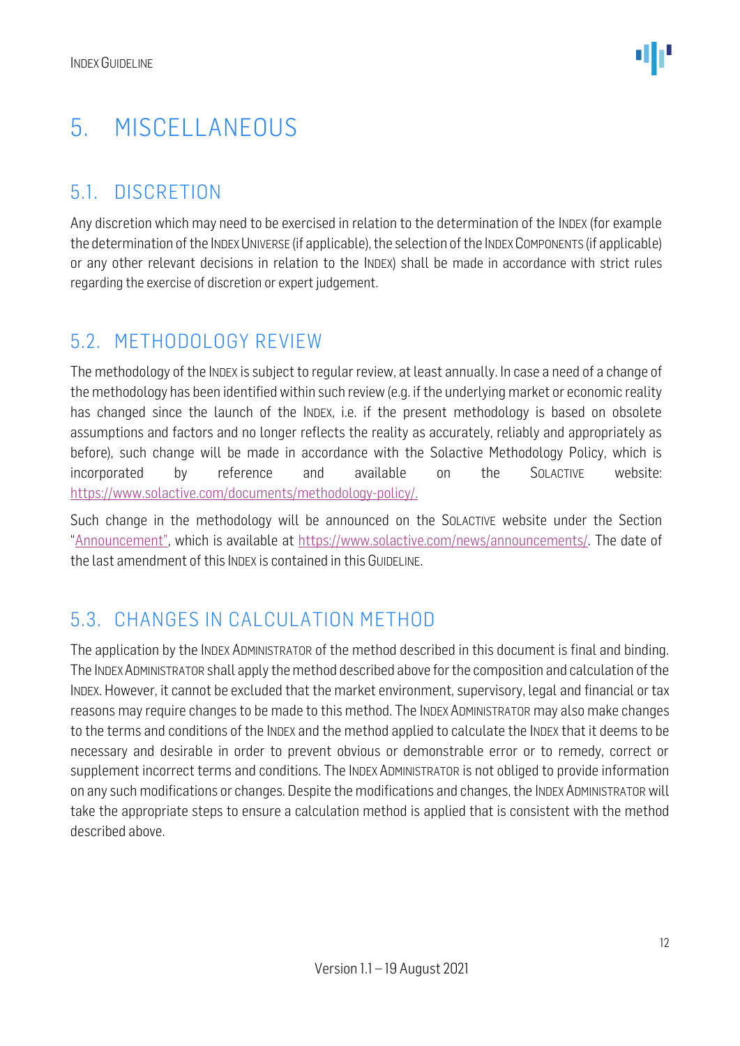# 5. MISCELLANEOUS

## 5.1. DISCRETION

Any discretion which may need to be exercised in relation to the determination of the INDEX (for example the determination of the INDEX UNIVERSE (if applicable), the selection of the INDEX COMPONENTS (if applicable) or any other relevant decisions in relation to the INDEX) shall be made in accordance with strict rules regarding the exercise of discretion or expert judgement.

## 5.2. METHODOLOGY REVIEW

The methodology of the INDEX is subject to regular review, at least annually. In case a need of a change of the methodology has been identified within such review (e.g. if the underlying market or economic reality has changed since the launch of the INDEX, i.e. if the present methodology is based on obsolete assumptions and factors and no longer reflects the reality as accurately, reliably and appropriately as before), such change will be made in accordance with the Solactive Methodology Policy, which is incorporated by reference and available on the SOLACTIVE website: https://www.solactive.com/documents/methodology-policy/.

Such change in the methodology will be announced on the SOLACTIVE website under the Section "Announcement", which is available at https://www.solactive.com/news/announcements/. The date of the last amendment of this INDEX is contained in this GUIDELINE.

## 5.3. CHANGES IN CALCULATION METHOD

The application by the INDEX ADMINISTRATOR of the method described in this document is final and binding. The INDEX ADMINISTRATOR shall apply the method described above for the composition and calculation of the INDEX. However, it cannot be excluded that the market environment, supervisory, legal and financial or tax reasons may require changes to be made to this method. The INDEX ADMINISTRATOR may also make changes to the terms and conditions of the INDEX and the method applied to calculate the INDEX that it deems to be necessary and desirable in order to prevent obvious or demonstrable error or to remedy, correct or supplement incorrect terms and conditions. The INDEX ADMINISTRATOR is not obliged to provide information on any such modifications or changes. Despite the modifications and changes, the INDEX ADMINISTRATOR will take the appropriate steps to ensure a calculation method is applied that is consistent with the method described above.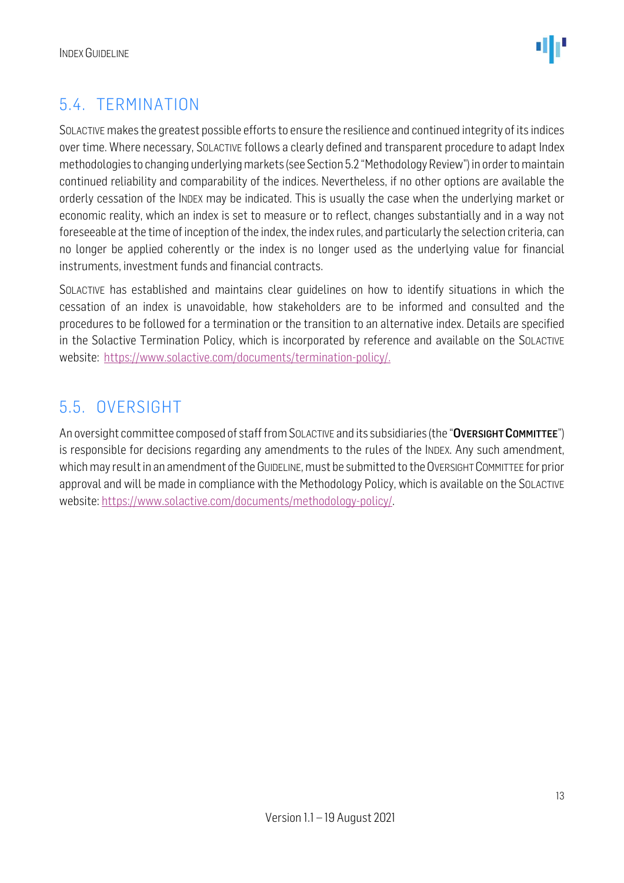## 5.4. TERMINATION

SOLACTIVE makes the greatest possible efforts to ensure the resilience and continued integrity of its indices over time. Where necessary, SOLACTIVE follows a clearly defined and transparent procedure to adapt Index methodologies to changing underlying markets (see Section 5.2 "Methodology Review") in order to maintain continued reliability and comparability of the indices. Nevertheless, if no other options are available the orderly cessation of the INDEX may be indicated. This is usually the case when the underlying market or economic reality, which an index is set to measure or to reflect, changes substantially and in a way not foreseeable at the time of inception of the index, the index rules, and particularly the selection criteria, can no longer be applied coherently or the index is no longer used as the underlying value for financial instruments, investment funds and financial contracts.

SOLACTIVE has established and maintains clear guidelines on how to identify situations in which the cessation of an index is unavoidable, how stakeholders are to be informed and consulted and the procedures to be followed for a termination or the transition to an alternative index. Details are specified in the Solactive Termination Policy, which is incorporated by reference and available on the SOLACTIVE website: https://www.solactive.com/documents/termination-policy/.

## 5.5. OVERSIGHT

An oversight committee composed of staff from SOLACTIVE and its subsidiaries (the "**OVERSIGHT COMMITTEE**") is responsible for decisions regarding any amendments to the rules of the INDEX. Any such amendment, which may result in an amendment of the GUIDELINE, must be submitted to the OVERSIGHT COMMITTEE for prior approval and will be made in compliance with the Methodology Policy, which is available on the SOLACTIVE website: https://www.solactive.com/documents/methodology-policy/.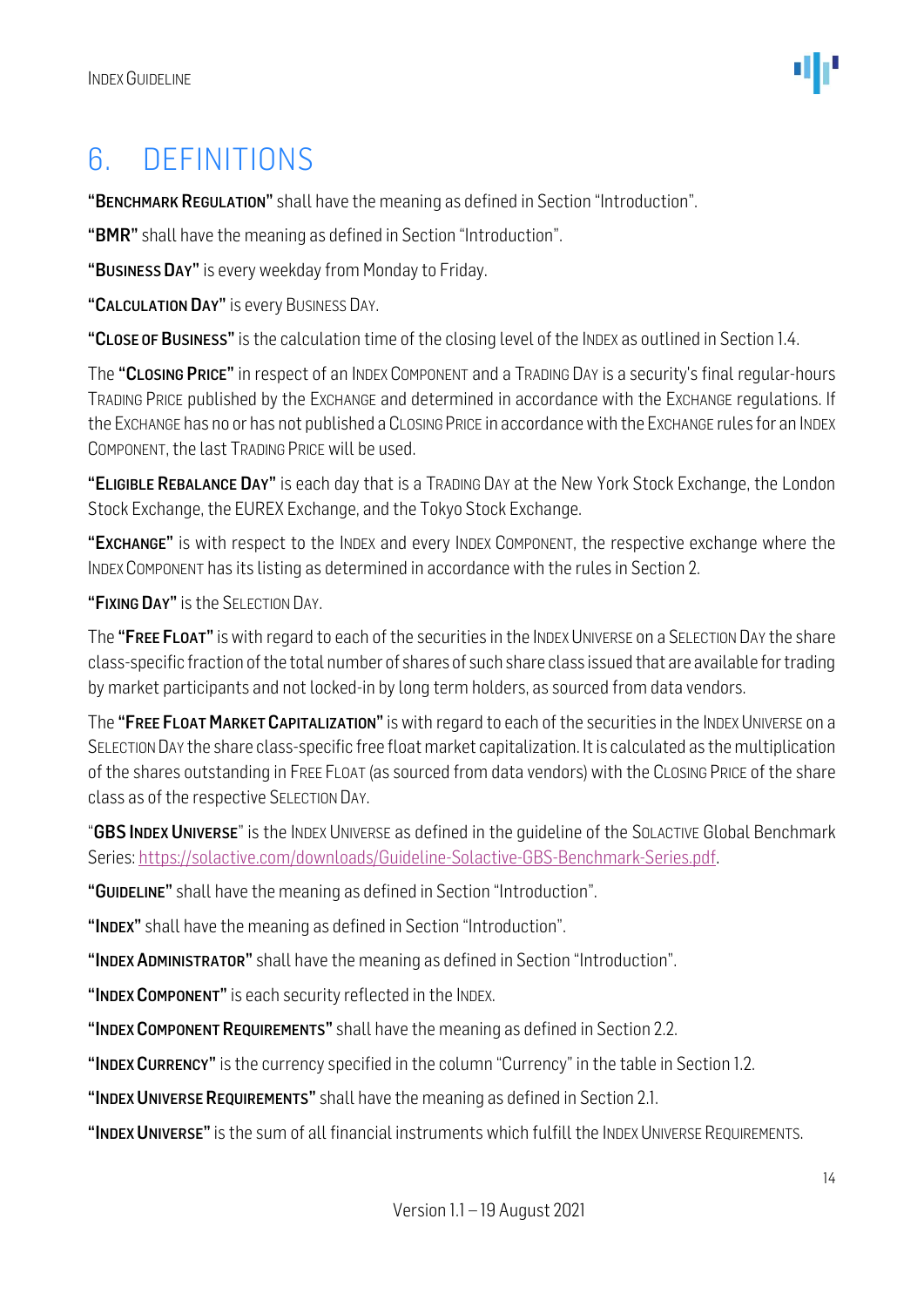# 6. DEFINITIONS

"**BENCHMARK REGULATION**" shall have the meaning as defined in Section "Introduction".

"**BMR**" shall have the meaning as defined in Section "Introduction".

"**BUSINESS DAY**" is every weekday from Monday to Friday.

"**CALCULATION DAY**" is every BUSINESS DAY.

"**CLOSE OF BUSINESS**" is the calculation time of the closing level of the INDEX as outlined in Section 1.4.

The "**CLOSING PRICE**" in respect of an INDEX COMPONENT and a TRADING DAY is a security's final regular-hours TRADING PRICE published by the EXCHANGE and determined in accordance with the EXCHANGE regulations. If the EXCHANGE has no or has not published a CLOSING PRICE in accordance with the EXCHANGE rules for an INDEX COMPONENT, the last TRADING PRICE will be used.

"**ELIGIBLE REBALANCE DAY**" is each day that is a TRADING DAY at the New York Stock Exchange, the London Stock Exchange, the EUREX Exchange, and the Tokyo Stock Exchange.

"**EXCHANGE**" is with respect to the INDEX and every INDEX COMPONENT, the respective exchange where the INDEX COMPONENT has its listing as determined in accordance with the rules in Section 2.

"**FIXING DAY**" is the SELECTION DAY.

The "**FREE FLOAT**" is with regard to each of the securities in the INDEX UNIVERSE on a SELECTION DAY the share class-specific fraction of the total number of shares of such share class issued that are available for trading by market participants and not locked-in by long term holders, as sourced from data vendors.

The "**FREE FLOAT MARKET CAPITALIZATION**" is with regard to each of the securities in the INDEX UNIVERSE on a SELECTION DAY the share class-specific free float market capitalization. It is calculated as the multiplication of the shares outstanding in FREE FLOAT (as sourced from data vendors) with the CLOSING PRICE of the share class as of the respective SELECTION DAY.

"**GBS INDEX UNIVERSE**" is the INDEX UNIVERSE as defined in the guideline of the SOLACTIVE Global Benchmark Series: https://solactive.com/downloads/Guideline-Solactive-GBS-Benchmark-Series.pdf.

"**GUIDELINE**" shall have the meaning as defined in Section "Introduction".

"**INDEX**" shall have the meaning as defined in Section "Introduction".

"**INDEX ADMINISTRATOR**" shall have the meaning as defined in Section "Introduction".

"**INDEX COMPONENT**" is each security reflected in the INDEX.

"**INDEX COMPONENT REQUIREMENTS**" shall have the meaning as defined in Section 2.2.

"**INDEX CURRENCY**" is the currency specified in the column "Currency" in the table in Section 1.2.

"**INDEX UNIVERSE REQUIREMENTS**" shall have the meaning as defined in Section 2.1.

"**INDEX UNIVERSE**" is the sum of all financial instruments which fulfill the INDEX UNIVERSE REQUIREMENTS.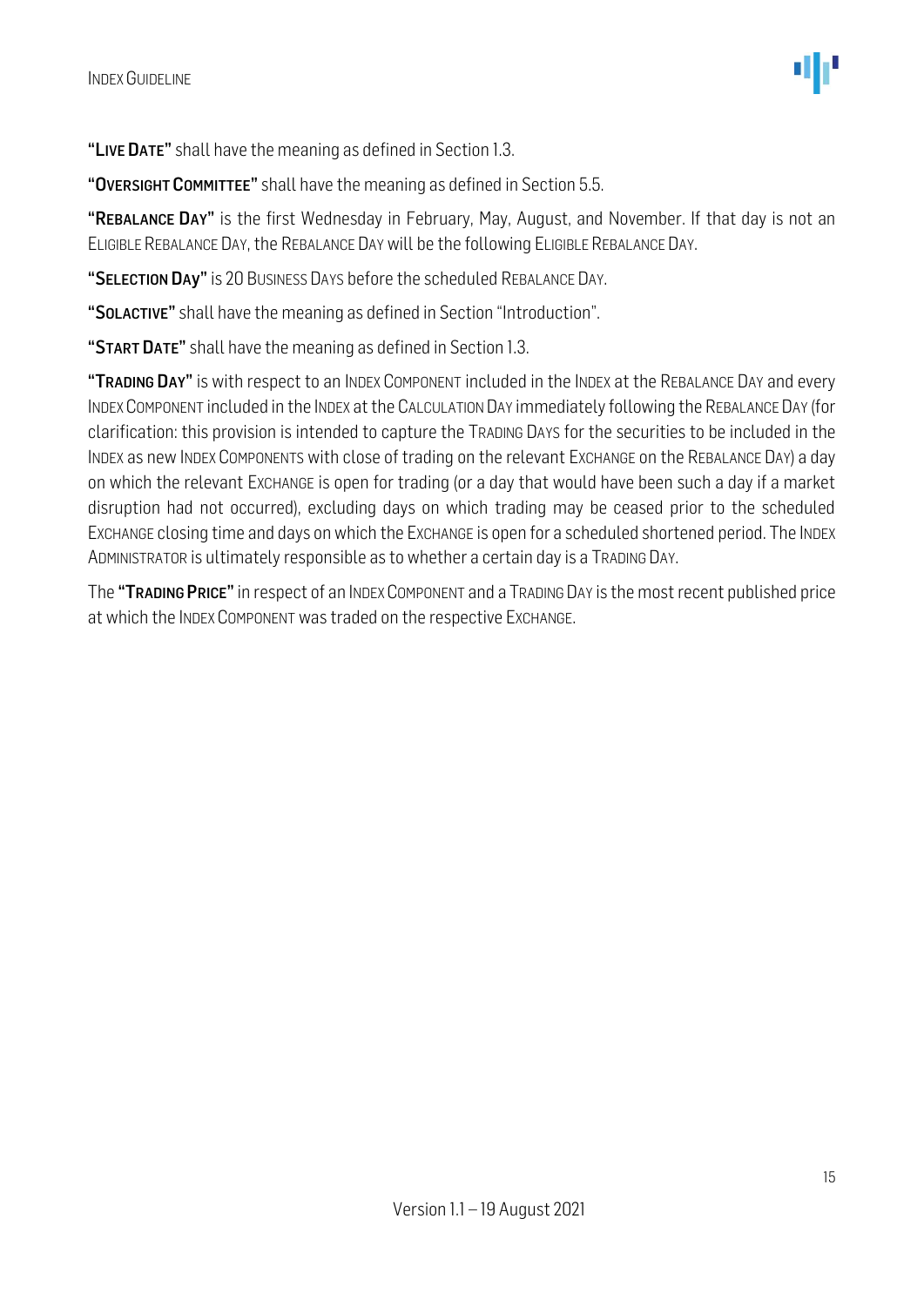**"Live Date"** shall have the meaning as defined in Section 1.3.

**"Oversight Committee"** shall have the meaning as defined in Section 5.5.

**"Rebalance Day"** is the first Wednesday in February, May, August, and November. If that day is not an Eligible Rebalance Day, the Rebalance Day will be the following Eligible Rebalance Day.

**"Selection Day"** is 20 Business Days before the scheduled Rebalance Day.

**"Solactive"** shall have the meaning as defined in Section "Introduction".

**"Start Date"** shall have the meaning as defined in Section 1.3.

**"Trading Day"** is with respect to an Index Component included in the Index at the Rebalance Day and every Index Component included in the Index at the Calculation Day immediately following the Rebalance Day (for clarification: this provision is intended to capture the Trading Days for the securities to be included in the Index as new Index Components with close of trading on the relevant Exchange on the Rebalance Day) a day on which the relevant Exchange is open for trading (or a day that would have been such a day if a market disruption had not occurred), excluding days on which trading may be ceased prior to the scheduled Exchange closing time and days on which the Exchange is open for a scheduled shortened period. The Index Administrator is ultimately responsible as to whether a certain day is a Trading Day.

The **"Trading Price"** in respect of an Index Component and a Trading Day is the most recent published price at which the Index Component was traded on the respective Exchange.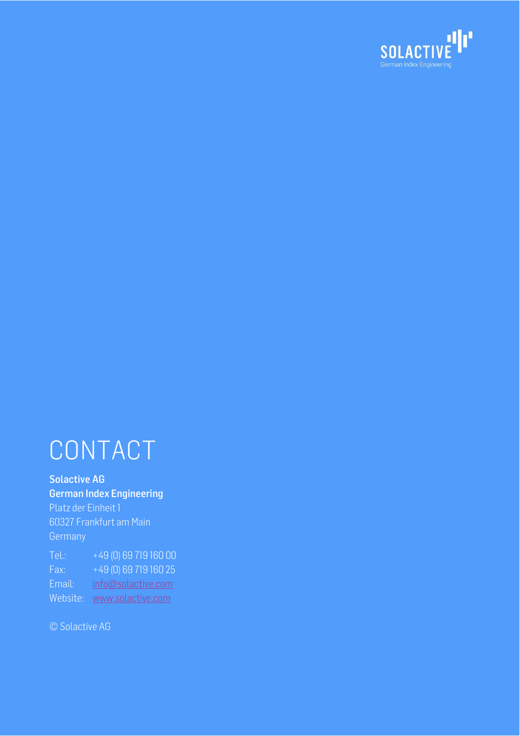# CONTACT

**Solactive AG**
**German Index Engineering**
Platz der Einheit 1
60327 Frankfurt am Main
Germany

Tel.: +49 (0) 69 719 160 00
Fax: +49 (0) 69 719 160 25
Email: info@solactive.com
Website: www.solactive.com

© Solactive AG